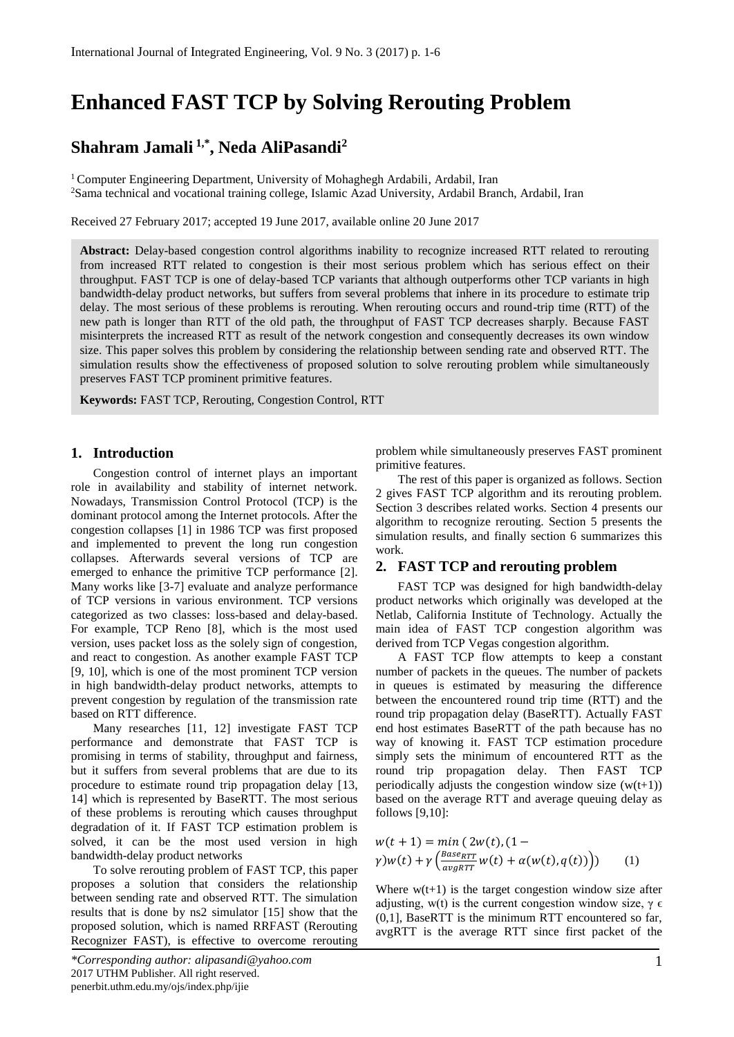# Enhanced FAST TCP by Solving Rerouting Problem

## Shahram Jamali [1,*], Neda AliPasandi[2]

[1] Computer Engineering Department, University of Mohaghegh Ardabili, Ardabil, Iran
[2] Sama technical and vocational training college, Islamic Azad University, Ardabil Branch, Ardabil, Iran

Received 27 February 2017; accepted 19 June 2017, available online 20 June 2017

**Abstract:** Delay-based congestion control algorithms inability to recognize increased RTT related to rerouting from increased RTT related to congestion is their most serious problem which has serious effect on their throughput. FAST TCP is one of delay-based TCP variants that although outperforms other TCP variants in high bandwidth-delay product networks, but suffers from several problems that inhere in its procedure to estimate trip delay. The most serious of these problems is rerouting. When rerouting occurs and round-trip time (RTT) of the new path is longer than RTT of the old path, the throughput of FAST TCP decreases sharply. Because FAST misinterprets the increased RTT as result of the network congestion and consequently decreases its own window size. This paper solves this problem by considering the relationship between sending rate and observed RTT. The simulation results show the effectiveness of proposed solution to solve rerouting problem while simultaneously preserves FAST TCP prominent primitive features.

**Keywords:** FAST TCP, Rerouting, Congestion Control, RTT

## 1. Introduction

Congestion control of internet plays an important role in availability and stability of internet network. Nowadays, Transmission Control Protocol (TCP) is the dominant protocol among the Internet protocols. After the congestion collapses [1] in 1986 TCP was first proposed and implemented to prevent the long run congestion collapses. Afterwards several versions of TCP are emerged to enhance the primitive TCP performance [2]. Many works like [3-7] evaluate and analyze performance of TCP versions in various environment. TCP versions categorized as two classes: loss-based and delay-based. For example, TCP Reno [8], which is the most used version, uses packet loss as the solely sign of congestion, and react to congestion. As another example FAST TCP [9, 10], which is one of the most prominent TCP version in high bandwidth-delay product networks, attempts to prevent congestion by regulation of the transmission rate based on RTT difference.

Many researches [11, 12] investigate FAST TCP performance and demonstrate that FAST TCP is promising in terms of stability, throughput and fairness, but it suffers from several problems that are due to its procedure to estimate round trip propagation delay [13, 14] which is represented by BaseRTT. The most serious of these problems is rerouting which causes throughput degradation of it. If FAST TCP estimation problem is solved, it can be the most used version in high bandwidth-delay product networks

To solve rerouting problem of FAST TCP, this paper proposes a solution that considers the relationship between sending rate and observed RTT. The simulation results that is done by ns2 simulator [15] show that the proposed solution, which is named RRFAST (Rerouting Recognizer FAST), is effective to overcome rerouting problem while simultaneously preserves FAST prominent primitive features.

The rest of this paper is organized as follows. Section 2 gives FAST TCP algorithm and its rerouting problem. Section 3 describes related works. Section 4 presents our algorithm to recognize rerouting. Section 5 presents the simulation results, and finally section 6 summarizes this work.

## 2. FAST TCP and rerouting problem

FAST TCP was designed for high bandwidth-delay product networks which originally was developed at the Netlab, California Institute of Technology. Actually the main idea of FAST TCP congestion algorithm was derived from TCP Vegas congestion algorithm.

A FAST TCP flow attempts to keep a constant number of packets in the queues. The number of packets in queues is estimated by measuring the difference between the encountered round trip time (RTT) and the round trip propagation delay (BaseRTT). Actually FAST end host estimates BaseRTT of the path because has no way of knowing it. FAST TCP estimation procedure simply sets the minimum of encountered RTT as the round trip propagation delay. Then FAST TCP periodically adjusts the congestion window size ($w(t+1)$) based on the average RTT and average queuing delay as follows [9,10]:

$$w(t+1) = min\left(2w(t), (1-\gamma)w(t) + \gamma\left(\frac{Base_{RTT}}{avgRTT}w(t) + \alpha(w(t), q(t))\right)\right) \quad (1)$$

Where $w(t+1)$ is the target congestion window size after adjusting, $w(t)$ is the current congestion window size, $\gamma \in (0,1]$, BaseRTT is the minimum RTT encountered so far, avgRTT is the average RTT since first packet of the

*Corresponding author: alipasandi@yahoo.com
2017 UTHM Publisher. All right reserved.
penerbit.uthm.edu.my/ojs/index.php/ijie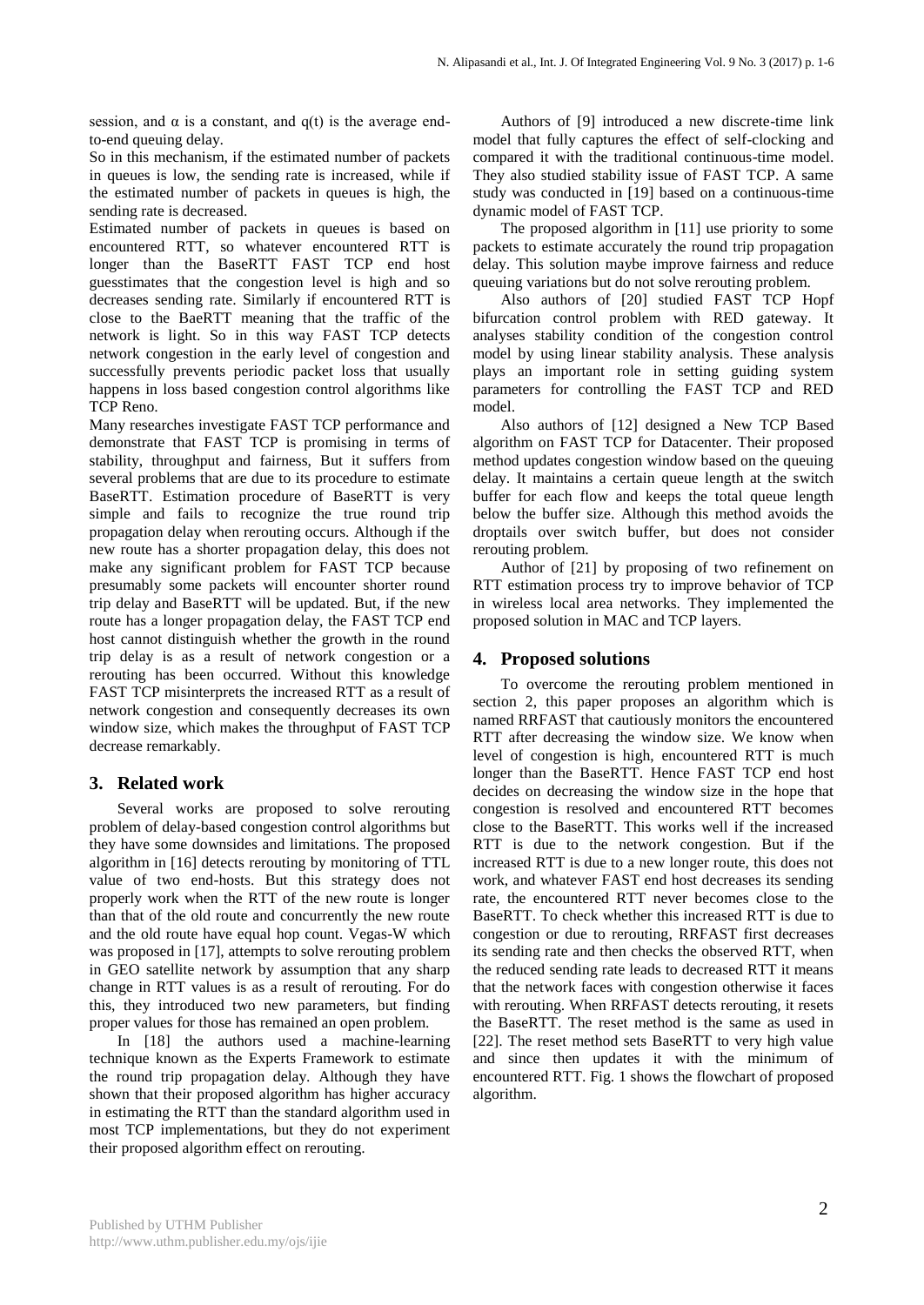session, and $\alpha$ is a constant, and $q(t)$ is the average end-to-end queuing delay.

So in this mechanism, if the estimated number of packets in queues is low, the sending rate is increased, while if the estimated number of packets in queues is high, the sending rate is decreased.

Estimated number of packets in queues is based on encountered RTT, so whatever encountered RTT is longer than the BaseRTT FAST TCP end host guesstimates that the congestion level is high and so decreases sending rate. Similarly if encountered RTT is close to the BaeRTT meaning that the traffic of the network is light. So in this way FAST TCP detects network congestion in the early level of congestion and successfully prevents periodic packet loss that usually happens in loss based congestion control algorithms like TCP Reno.

Many researches investigate FAST TCP performance and demonstrate that FAST TCP is promising in terms of stability, throughput and fairness, But it suffers from several problems that are due to its procedure to estimate BaseRTT. Estimation procedure of BaseRTT is very simple and fails to recognize the true round trip propagation delay when rerouting occurs. Although if the new route has a shorter propagation delay, this does not make any significant problem for FAST TCP because presumably some packets will encounter shorter round trip delay and BaseRTT will be updated. But, if the new route has a longer propagation delay, the FAST TCP end host cannot distinguish whether the growth in the round trip delay is as a result of network congestion or a rerouting has been occurred. Without this knowledge FAST TCP misinterprets the increased RTT as a result of network congestion and consequently decreases its own window size, which makes the throughput of FAST TCP decrease remarkably.

## 3. Related work

Several works are proposed to solve rerouting problem of delay-based congestion control algorithms but they have some downsides and limitations. The proposed algorithm in [16] detects rerouting by monitoring of TTL value of two end-hosts. But this strategy does not properly work when the RTT of the new route is longer than that of the old route and concurrently the new route and the old route have equal hop count. Vegas-W which was proposed in [17], attempts to solve rerouting problem in GEO satellite network by assumption that any sharp change in RTT values is as a result of rerouting. For do this, they introduced two new parameters, but finding proper values for those has remained an open problem.

In [18] the authors used a machine-learning technique known as the Experts Framework to estimate the round trip propagation delay. Although they have shown that their proposed algorithm has higher accuracy in estimating the RTT than the standard algorithm used in most TCP implementations, but they do not experiment their proposed algorithm effect on rerouting.

Authors of [9] introduced a new discrete-time link model that fully captures the effect of self-clocking and compared it with the traditional continuous-time model. They also studied stability issue of FAST TCP. A same study was conducted in [19] based on a continuous-time dynamic model of FAST TCP.

The proposed algorithm in [11] use priority to some packets to estimate accurately the round trip propagation delay. This solution maybe improve fairness and reduce queuing variations but do not solve rerouting problem.

Also authors of [20] studied FAST TCP Hopf bifurcation control problem with RED gateway. It analyses stability condition of the congestion control model by using linear stability analysis. These analysis plays an important role in setting guiding system parameters for controlling the FAST TCP and RED model.

Also authors of [12] designed a New TCP Based algorithm on FAST TCP for Datacenter. Their proposed method updates congestion window based on the queuing delay. It maintains a certain queue length at the switch buffer for each flow and keeps the total queue length below the buffer size. Although this method avoids the droptails over switch buffer, but does not consider rerouting problem.

Author of [21] by proposing of two refinement on RTT estimation process try to improve behavior of TCP in wireless local area networks. They implemented the proposed solution in MAC and TCP layers.

## 4. Proposed solutions

To overcome the rerouting problem mentioned in section 2, this paper proposes an algorithm which is named RRFAST that cautiously monitors the encountered RTT after decreasing the window size. We know when level of congestion is high, encountered RTT is much longer than the BaseRTT. Hence FAST TCP end host decides on decreasing the window size in the hope that congestion is resolved and encountered RTT becomes close to the BaseRTT. This works well if the increased RTT is due to the network congestion. But if the increased RTT is due to a new longer route, this does not work, and whatever FAST end host decreases its sending rate, the encountered RTT never becomes close to the BaseRTT. To check whether this increased RTT is due to congestion or due to rerouting, RRFAST first decreases its sending rate and then checks the observed RTT, when the reduced sending rate leads to decreased RTT it means that the network faces with congestion otherwise it faces with rerouting. When RRFAST detects rerouting, it resets the BaseRTT. The reset method is the same as used in [22]. The reset method sets BaseRTT to very high value and since then updates it with the minimum of encountered RTT. Fig. 1 shows the flowchart of proposed algorithm.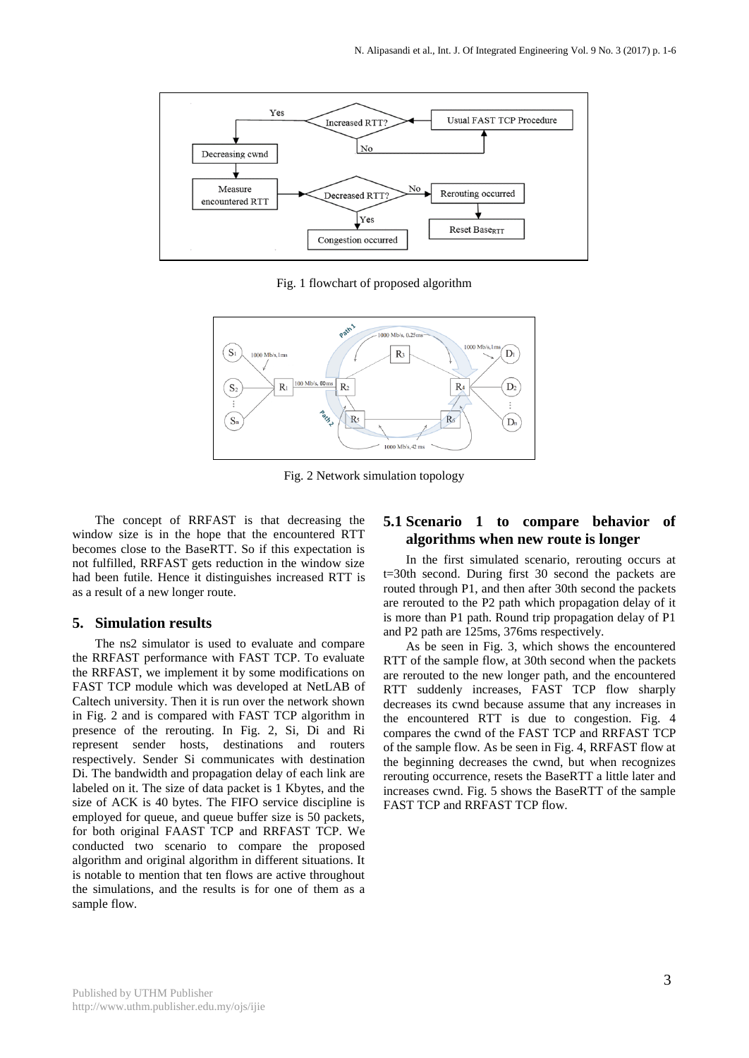Fig. 1 flowchart of proposed algorithm

Fig. 2 Network simulation topology

The concept of RRFAST is that decreasing the window size is in the hope that the encountered RTT becomes close to the BaseRTT. So if this expectation is not fulfilled, RRFAST gets reduction in the window size had been futile. Hence it distinguishes increased RTT is as a result of a new longer route.

## 5. Simulation results

The ns2 simulator is used to evaluate and compare the RRFAST performance with FAST TCP. To evaluate the RRFAST, we implement it by some modifications on FAST TCP module which was developed at NetLAB of Caltech university. Then it is run over the network shown in Fig. 2 and is compared with FAST TCP algorithm in presence of the rerouting. In Fig. 2, Si, Di and Ri represent sender hosts, destinations and routers respectively. Sender Si communicates with destination Di. The bandwidth and propagation delay of each link are labeled on it. The size of data packet is 1 Kbytes, and the size of ACK is 40 bytes. The FIFO service discipline is employed for queue, and queue buffer size is 50 packets, for both original FAAST TCP and RRFAST TCP. We conducted two scenario to compare the proposed algorithm and original algorithm in different situations. It is notable to mention that ten flows are active throughout the simulations, and the results is for one of them as a sample flow.

### 5.1 Scenario 1 to compare behavior of algorithms when new route is longer

In the first simulated scenario, rerouting occurs at t=30th second. During first 30 second the packets are routed through P1, and then after 30th second the packets are rerouted to the P2 path which propagation delay of it is more than P1 path. Round trip propagation delay of P1 and P2 path are 125ms, 376ms respectively.

As be seen in Fig. 3, which shows the encountered RTT of the sample flow, at 30th second when the packets are rerouted to the new longer path, and the encountered RTT suddenly increases, FAST TCP flow sharply decreases its cwnd because assume that any increases in the encountered RTT is due to congestion. Fig. 4 compares the cwnd of the FAST TCP and RRFAST TCP of the sample flow. As be seen in Fig. 4, RRFAST flow at the beginning decreases the cwnd, but when recognizes rerouting occurrence, resets the BaseRTT a little later and increases cwnd. Fig. 5 shows the BaseRTT of the sample FAST TCP and RRFAST TCP flow.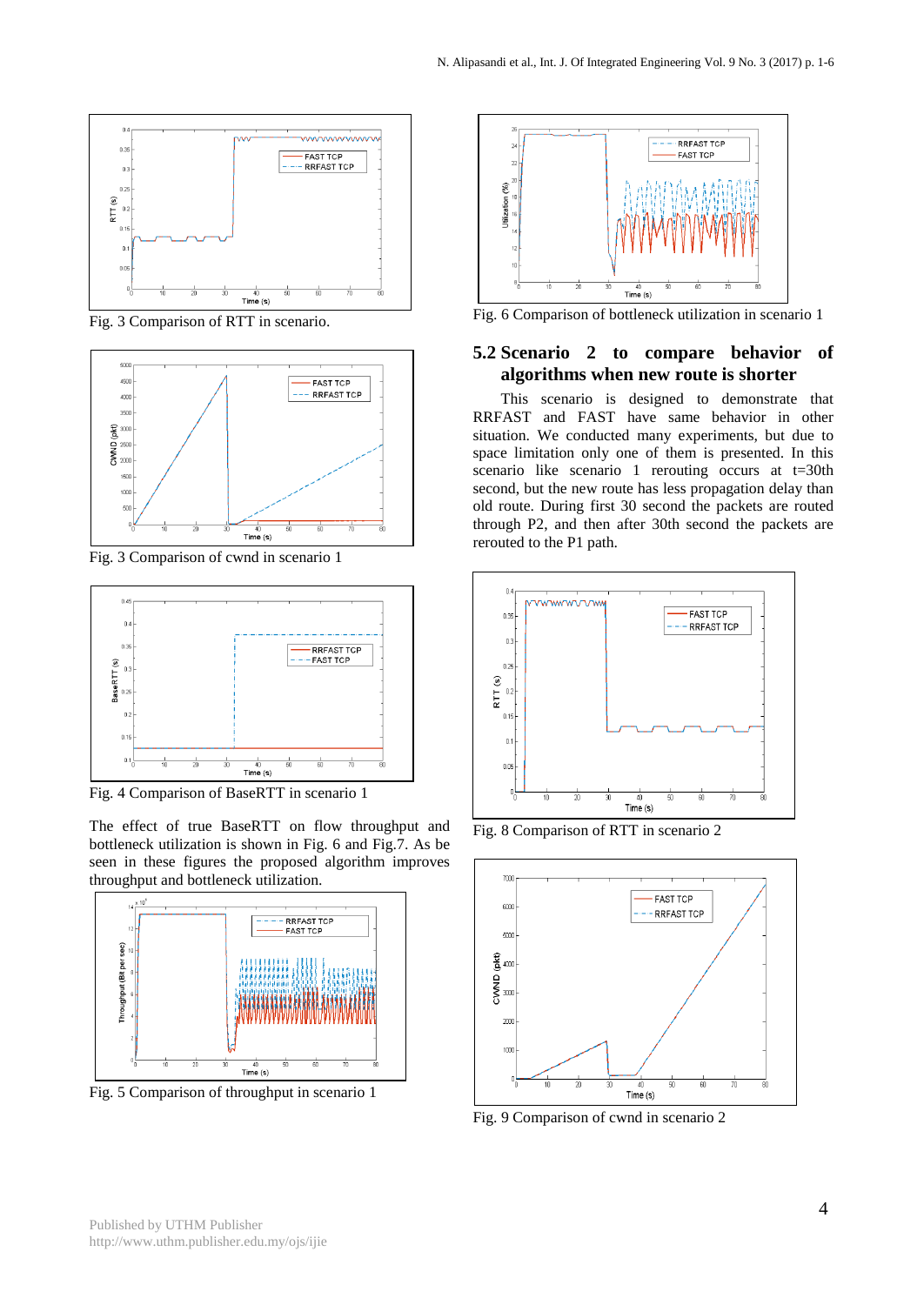Fig. 3 Comparison of RTT in scenario.

Fig. 3 Comparison of cwnd in scenario 1

Fig. 4 Comparison of BaseRTT in scenario 1

The effect of true BaseRTT on flow throughput and bottleneck utilization is shown in Fig. 6 and Fig.7. As be seen in these figures the proposed algorithm improves throughput and bottleneck utilization.

Fig. 5 Comparison of throughput in scenario 1

Fig. 6 Comparison of bottleneck utilization in scenario 1

## 5.2 Scenario 2 to compare behavior of algorithms when new route is shorter

This scenario is designed to demonstrate that RRFAST and FAST have same behavior in other situation. We conducted many experiments, but due to space limitation only one of them is presented. In this scenario like scenario 1 rerouting occurs at t=30th second, but the new route has less propagation delay than old route. During first 30 second the packets are routed through P2, and then after 30th second the packets are rerouted to the P1 path.

Fig. 8 Comparison of RTT in scenario 2

Fig. 9 Comparison of cwnd in scenario 2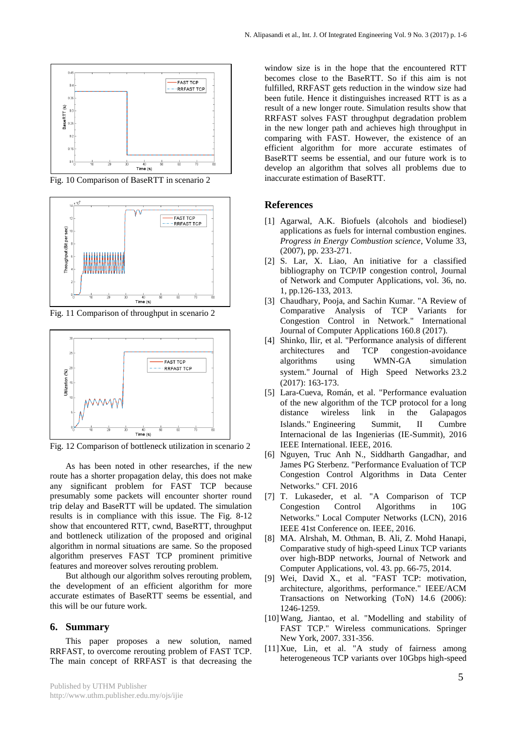Fig. 10 Comparison of BaseRTT in scenario 2

Fig. 11 Comparison of throughput in scenario 2

Fig. 12 Comparison of bottleneck utilization in scenario 2

As has been noted in other researches, if the new route has a shorter propagation delay, this does not make any significant problem for FAST TCP because presumably some packets will encounter shorter round trip delay and BaseRTT will be updated. The simulation results is in compliance with this issue. The Fig. 8-12 show that encountered RTT, cwnd, BaseRTT, throughput and bottleneck utilization of the proposed and original algorithm in normal situations are same. So the proposed algorithm preserves FAST TCP prominent primitive features and moreover solves rerouting problem.

But although our algorithm solves rerouting problem, the development of an efficient algorithm for more accurate estimates of BaseRTT seems be essential, and this will be our future work.

## 6. Summary

This paper proposes a new solution, named RRFAST, to overcome rerouting problem of FAST TCP. The main concept of RRFAST is that decreasing the window size is in the hope that the encountered RTT becomes close to the BaseRTT. So if this aim is not fulfilled, RRFAST gets reduction in the window size had been futile. Hence it distinguishes increased RTT is as a result of a new longer route. Simulation results show that RRFAST solves FAST throughput degradation problem in the new longer path and achieves high throughput in comparing with FAST. However, the existence of an efficient algorithm for more accurate estimates of BaseRTT seems be essential, and our future work is to develop an algorithm that solves all problems due to inaccurate estimation of BaseRTT.

## References

[1] Agarwal, A.K. Biofuels (alcohols and biodiesel) applications as fuels for internal combustion engines. *Progress in Energy Combustion science*, Volume 33, (2007), pp. 233-271.

[2] S. Lar, X. Liao, An initiative for a classified bibliography on TCP/IP congestion control, Journal of Network and Computer Applications, vol. 36, no. 1, pp.126-133, 2013.

[3] Chaudhary, Pooja, and Sachin Kumar. "A Review of Comparative Analysis of TCP Variants for Congestion Control in Network." International Journal of Computer Applications 160.8 (2017).

[4] Shinko, Ilir, et al. "Performance analysis of different architectures and TCP congestion-avoidance algorithms using WMN-GA simulation system." Journal of High Speed Networks 23.2 (2017): 163-173.

[5] Lara-Cueva, Román, et al. "Performance evaluation of the new algorithm of the TCP protocol for a long distance wireless link in the Galapagos Islands." Engineering Summit, II Cumbre Internacional de las Ingenierias (IE-Summit), 2016 IEEE International. IEEE, 2016.

[6] Nguyen, Truc Anh N., Siddharth Gangadhar, and James PG Sterbenz. "Performance Evaluation of TCP Congestion Control Algorithms in Data Center Networks." CFI. 2016

[7] T. Lukaseder, et al. "A Comparison of TCP Congestion Control Algorithms in 10G Networks." Local Computer Networks (LCN), 2016 IEEE 41st Conference on. IEEE, 2016.

[8] MA. Alrshah, M. Othman, B. Ali, Z. Mohd Hanapi, Comparative study of high-speed Linux TCP variants over high-BDP networks, Journal of Network and Computer Applications, vol. 43. pp. 66-75, 2014.

[9] Wei, David X., et al. "FAST TCP: motivation, architecture, algorithms, performance." IEEE/ACM Transactions on Networking (ToN) 14.6 (2006): 1246-1259.

[10] Wang, Jiantao, et al. "Modelling and stability of FAST TCP." Wireless communications. Springer New York, 2007. 331-356.

[11] Xue, Lin, et al. "A study of fairness among heterogeneous TCP variants over 10Gbps high-speed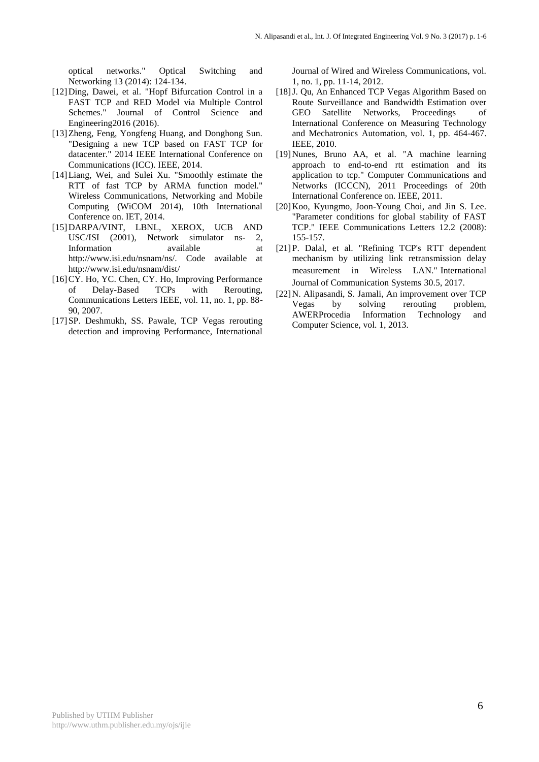optical networks." Optical Switching and Networking 13 (2014): 124-134.

[12] Ding, Dawei, et al. "Hopf Bifurcation Control in a FAST TCP and RED Model via Multiple Control Schemes." Journal of Control Science and Engineering2016 (2016).

[13] Zheng, Feng, Yongfeng Huang, and Donghong Sun. "Designing a new TCP based on FAST TCP for datacenter." 2014 IEEE International Conference on Communications (ICC). IEEE, 2014.

[14] Liang, Wei, and Sulei Xu. "Smoothly estimate the RTT of fast TCP by ARMA function model." Wireless Communications, Networking and Mobile Computing (WiCOM 2014), 10th International Conference on. IET, 2014.

[15] DARPA/VINT, LBNL, XEROX, UCB AND USC/ISI (2001), Network simulator ns- 2, Information available at http://www.isi.edu/nsnam/ns/. Code available at http://www.isi.edu/nsnam/dist/

[16] CY. Ho, YC. Chen, CY. Ho, Improving Performance of Delay-Based TCPs with Rerouting, Communications Letters IEEE, vol. 11, no. 1, pp. 88-90, 2007.

[17] SP. Deshmukh, SS. Pawale, TCP Vegas rerouting detection and improving Performance, International Journal of Wired and Wireless Communications, vol. 1, no. 1, pp. 11-14, 2012.

[18] J. Qu, An Enhanced TCP Vegas Algorithm Based on Route Surveillance and Bandwidth Estimation over GEO Satellite Networks, Proceedings of International Conference on Measuring Technology and Mechatronics Automation, vol. 1, pp. 464-467. IEEE, 2010.

[19] Nunes, Bruno AA, et al. "A machine learning approach to end-to-end rtt estimation and its application to tcp." Computer Communications and Networks (ICCCN), 2011 Proceedings of 20th International Conference on. IEEE, 2011.

[20] Koo, Kyungmo, Joon-Young Choi, and Jin S. Lee. "Parameter conditions for global stability of FAST TCP." IEEE Communications Letters 12.2 (2008): 155-157.

[21] P. Dalal, et al. "Refining TCP's RTT dependent mechanism by utilizing link retransmission delay measurement in Wireless LAN." International Journal of Communication Systems 30.5, 2017.

[22] N. Alipasandi, S. Jamali, An improvement over TCP Vegas by solving rerouting problem, AWERProcedia Information Technology and Computer Science, vol. 1, 2013.